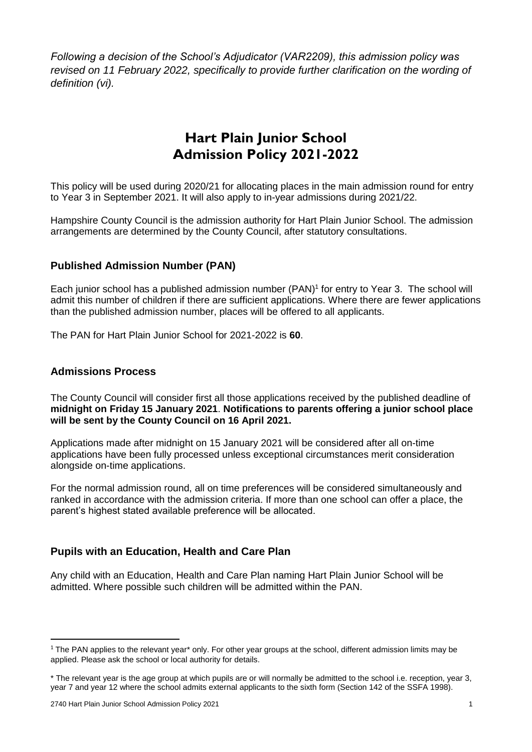*Following a decision of the School's Adjudicator (VAR2209), this admission policy was revised on 11 February 2022, specifically to provide further clarification on the wording of definition (vi).*

# Hart Plain Junior School Admission Policy 2021-2022

This policy will be used during 2020/21 for allocating places in the main admission round for entry to Year 3 in September 2021. It will also apply to in-year admissions during 2021/22.

Hampshire County Council is the admission authority for Hart Plain Junior School. The admission arrangements are determined by the County Council, after statutory consultations.

## Published Admission Number (PAN)

Each junior school has a published admission number (PAN)[1] for entry to Year 3. The school will admit this number of children if there are sufficient applications. Where there are fewer applications than the published admission number, places will be offered to all applicants.

The PAN for Hart Plain Junior School for 2021-2022 is **60**.

## Admissions Process

The County Council will consider first all those applications received by the published deadline of **midnight on Friday 15 January 2021**. **Notifications to parents offering a junior school place will be sent by the County Council on 16 April 2021.**

Applications made after midnight on 15 January 2021 will be considered after all on-time applications have been fully processed unless exceptional circumstances merit consideration alongside on-time applications.

For the normal admission round, all on time preferences will be considered simultaneously and ranked in accordance with the admission criteria. If more than one school can offer a place, the parent's highest stated available preference will be allocated.

## Pupils with an Education, Health and Care Plan

Any child with an Education, Health and Care Plan naming Hart Plain Junior School will be admitted. Where possible such children will be admitted within the PAN.

---

[1] The PAN applies to the relevant year* only. For other year groups at the school, different admission limits may be applied. Please ask the school or local authority for details.

* The relevant year is the age group at which pupils are or will normally be admitted to the school i.e. reception, year 3, year 7 and year 12 where the school admits external applicants to the sixth form (Section 142 of the SSFA 1998).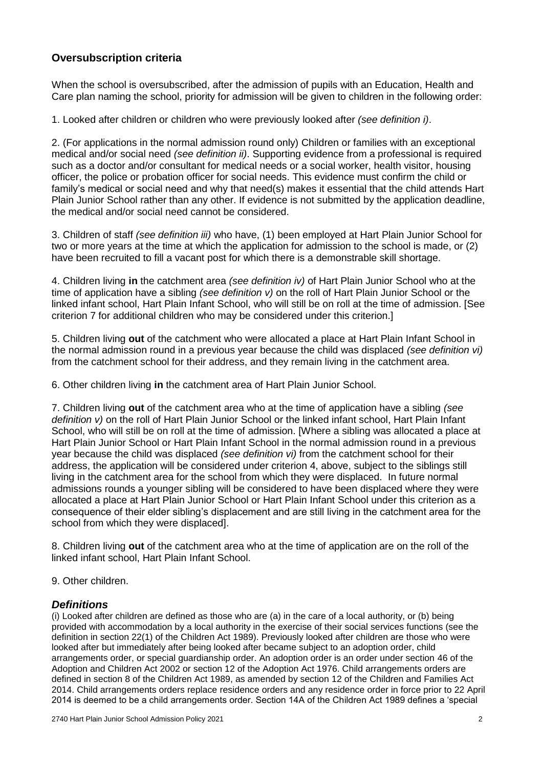## Oversubscription criteria

When the school is oversubscribed, after the admission of pupils with an Education, Health and Care plan naming the school, priority for admission will be given to children in the following order:

1. Looked after children or children who were previously looked after *(see definition i)*.

2. (For applications in the normal admission round only) Children or families with an exceptional medical and/or social need *(see definition ii)*. Supporting evidence from a professional is required such as a doctor and/or consultant for medical needs or a social worker, health visitor, housing officer, the police or probation officer for social needs. This evidence must confirm the child or family's medical or social need and why that need(s) makes it essential that the child attends Hart Plain Junior School rather than any other. If evidence is not submitted by the application deadline, the medical and/or social need cannot be considered.

3. Children of staff *(see definition iii)* who have, (1) been employed at Hart Plain Junior School for two or more years at the time at which the application for admission to the school is made, or (2) have been recruited to fill a vacant post for which there is a demonstrable skill shortage.

4. Children living **in** the catchment area *(see definition iv)* of Hart Plain Junior School who at the time of application have a sibling *(see definition v)* on the roll of Hart Plain Junior School or the linked infant school, Hart Plain Infant School, who will still be on roll at the time of admission. [See criterion 7 for additional children who may be considered under this criterion.]

5. Children living **out** of the catchment who were allocated a place at Hart Plain Infant School in the normal admission round in a previous year because the child was displaced *(see definition vi)* from the catchment school for their address, and they remain living in the catchment area.

6. Other children living **in** the catchment area of Hart Plain Junior School.

7. Children living **out** of the catchment area who at the time of application have a sibling *(see definition v)* on the roll of Hart Plain Junior School or the linked infant school, Hart Plain Infant School, who will still be on roll at the time of admission. [Where a sibling was allocated a place at Hart Plain Junior School or Hart Plain Infant School in the normal admission round in a previous year because the child was displaced *(see definition vi)* from the catchment school for their address, the application will be considered under criterion 4, above, subject to the siblings still living in the catchment area for the school from which they were displaced. In future normal admissions rounds a younger sibling will be considered to have been displaced where they were allocated a place at Hart Plain Junior School or Hart Plain Infant School under this criterion as a consequence of their elder sibling's displacement and are still living in the catchment area for the school from which they were displaced].

8. Children living **out** of the catchment area who at the time of application are on the roll of the linked infant school, Hart Plain Infant School.

9. Other children.

### *Definitions*

(i) Looked after children are defined as those who are (a) in the care of a local authority, or (b) being provided with accommodation by a local authority in the exercise of their social services functions (see the definition in section 22(1) of the Children Act 1989). Previously looked after children are those who were looked after but immediately after being looked after became subject to an adoption order, child arrangements order, or special guardianship order. An adoption order is an order under section 46 of the Adoption and Children Act 2002 or section 12 of the Adoption Act 1976. Child arrangements orders are defined in section 8 of the Children Act 1989, as amended by section 12 of the Children and Families Act 2014. Child arrangements orders replace residence orders and any residence order in force prior to 22 April 2014 is deemed to be a child arrangements order. Section 14A of the Children Act 1989 defines a 'special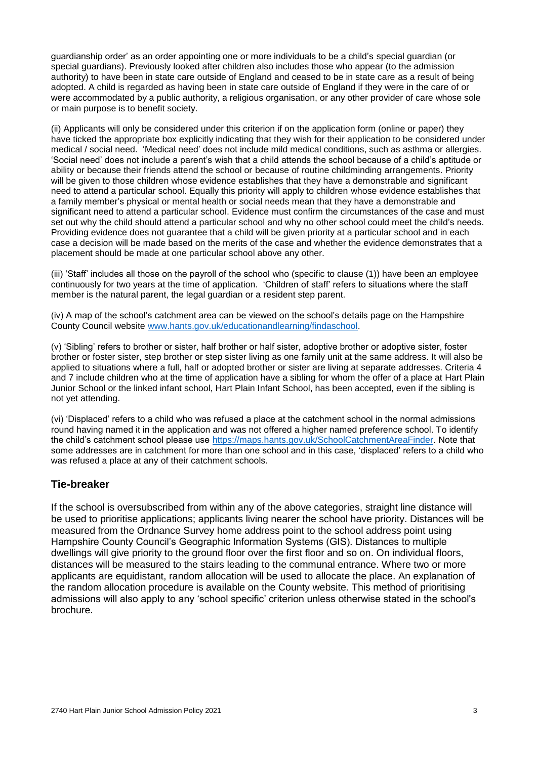guardianship order' as an order appointing one or more individuals to be a child's special guardian (or special guardians). Previously looked after children also includes those who appear (to the admission authority) to have been in state care outside of England and ceased to be in state care as a result of being adopted. A child is regarded as having been in state care outside of England if they were in the care of or were accommodated by a public authority, a religious organisation, or any other provider of care whose sole or main purpose is to benefit society.

(ii) Applicants will only be considered under this criterion if on the application form (online or paper) they have ticked the appropriate box explicitly indicating that they wish for their application to be considered under medical / social need. 'Medical need' does not include mild medical conditions, such as asthma or allergies. 'Social need' does not include a parent's wish that a child attends the school because of a child's aptitude or ability or because their friends attend the school or because of routine childminding arrangements. Priority will be given to those children whose evidence establishes that they have a demonstrable and significant need to attend a particular school. Equally this priority will apply to children whose evidence establishes that a family member's physical or mental health or social needs mean that they have a demonstrable and significant need to attend a particular school. Evidence must confirm the circumstances of the case and must set out why the child should attend a particular school and why no other school could meet the child's needs. Providing evidence does not guarantee that a child will be given priority at a particular school and in each case a decision will be made based on the merits of the case and whether the evidence demonstrates that a placement should be made at one particular school above any other.

(iii) 'Staff' includes all those on the payroll of the school who (specific to clause (1)) have been an employee continuously for two years at the time of application. 'Children of staff' refers to situations where the staff member is the natural parent, the legal guardian or a resident step parent.

(iv) A map of the school's catchment area can be viewed on the school's details page on the Hampshire County Council website [www.hants.gov.uk/educationandlearning/findaschool](http://www.hants.gov.uk/educationandlearning/findaschool).

(v) 'Sibling' refers to brother or sister, half brother or half sister, adoptive brother or adoptive sister, foster brother or foster sister, step brother or step sister living as one family unit at the same address. It will also be applied to situations where a full, half or adopted brother or sister are living at separate addresses. Criteria 4 and 7 include children who at the time of application have a sibling for whom the offer of a place at Hart Plain Junior School or the linked infant school, Hart Plain Infant School, has been accepted, even if the sibling is not yet attending.

(vi) 'Displaced' refers to a child who was refused a place at the catchment school in the normal admissions round having named it in the application and was not offered a higher named preference school. To identify the child's catchment school please use [https://maps.hants.gov.uk/SchoolCatchmentAreaFinder](https://maps.hants.gov.uk/SchoolCatchmentAreaFinder). Note that some addresses are in catchment for more than one school and in this case, 'displaced' refers to a child who was refused a place at any of their catchment schools.

## Tie-breaker

If the school is oversubscribed from within any of the above categories, straight line distance will be used to prioritise applications; applicants living nearer the school have priority. Distances will be measured from the Ordnance Survey home address point to the school address point using Hampshire County Council's Geographic Information Systems (GIS). Distances to multiple dwellings will give priority to the ground floor over the first floor and so on. On individual floors, distances will be measured to the stairs leading to the communal entrance. Where two or more applicants are equidistant, random allocation will be used to allocate the place. An explanation of the random allocation procedure is available on the County website. This method of prioritising admissions will also apply to any 'school specific' criterion unless otherwise stated in the school's brochure.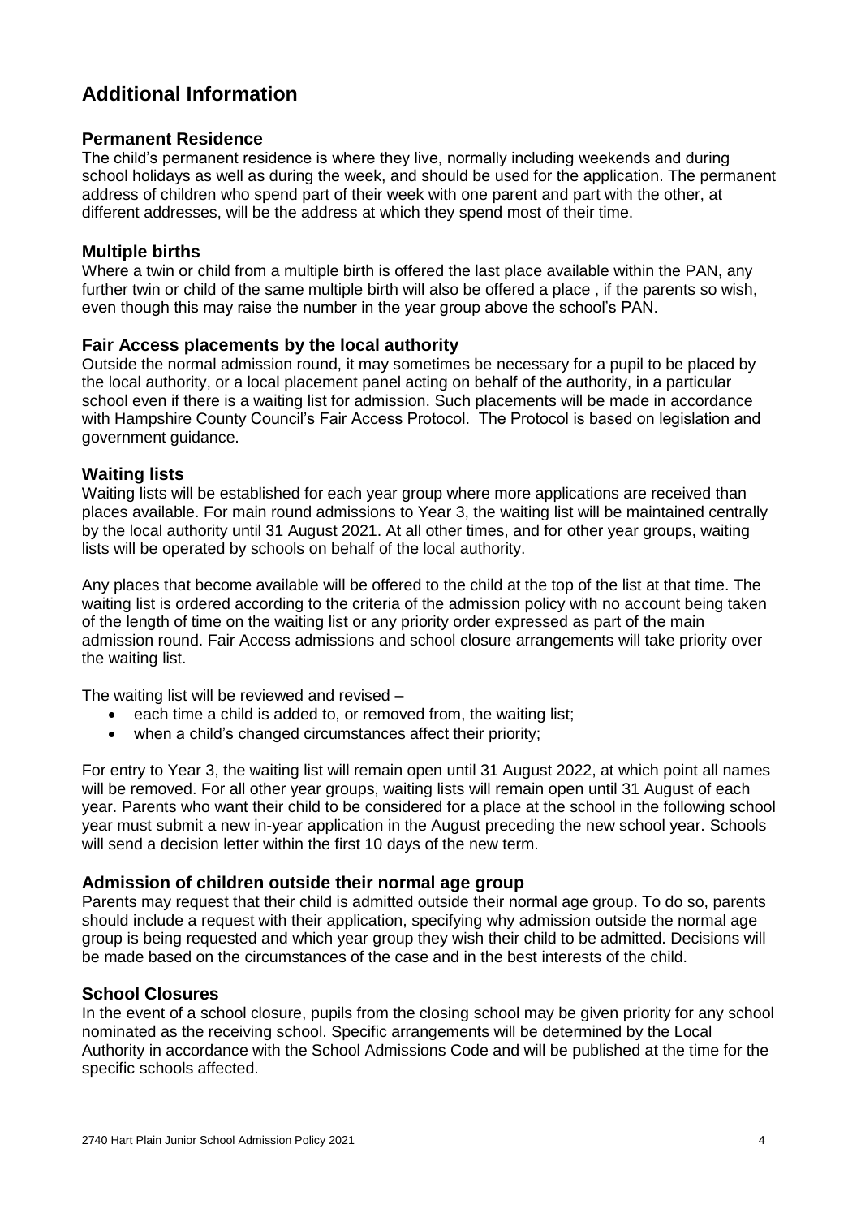## Additional Information

### Permanent Residence

The child's permanent residence is where they live, normally including weekends and during school holidays as well as during the week, and should be used for the application. The permanent address of children who spend part of their week with one parent and part with the other, at different addresses, will be the address at which they spend most of their time.

### Multiple births

Where a twin or child from a multiple birth is offered the last place available within the PAN, any further twin or child of the same multiple birth will also be offered a place , if the parents so wish, even though this may raise the number in the year group above the school's PAN.

### Fair Access placements by the local authority

Outside the normal admission round, it may sometimes be necessary for a pupil to be placed by the local authority, or a local placement panel acting on behalf of the authority, in a particular school even if there is a waiting list for admission. Such placements will be made in accordance with Hampshire County Council's Fair Access Protocol. The Protocol is based on legislation and government guidance.

### Waiting lists

Waiting lists will be established for each year group where more applications are received than places available. For main round admissions to Year 3, the waiting list will be maintained centrally by the local authority until 31 August 2021. At all other times, and for other year groups, waiting lists will be operated by schools on behalf of the local authority.

Any places that become available will be offered to the child at the top of the list at that time. The waiting list is ordered according to the criteria of the admission policy with no account being taken of the length of time on the waiting list or any priority order expressed as part of the main admission round. Fair Access admissions and school closure arrangements will take priority over the waiting list.

The waiting list will be reviewed and revised –

- each time a child is added to, or removed from, the waiting list;
- when a child's changed circumstances affect their priority;

For entry to Year 3, the waiting list will remain open until 31 August 2022, at which point all names will be removed. For all other year groups, waiting lists will remain open until 31 August of each year. Parents who want their child to be considered for a place at the school in the following school year must submit a new in-year application in the August preceding the new school year. Schools will send a decision letter within the first 10 days of the new term.

### Admission of children outside their normal age group

Parents may request that their child is admitted outside their normal age group. To do so, parents should include a request with their application, specifying why admission outside the normal age group is being requested and which year group they wish their child to be admitted. Decisions will be made based on the circumstances of the case and in the best interests of the child.

### School Closures

In the event of a school closure, pupils from the closing school may be given priority for any school nominated as the receiving school. Specific arrangements will be determined by the Local Authority in accordance with the School Admissions Code and will be published at the time for the specific schools affected.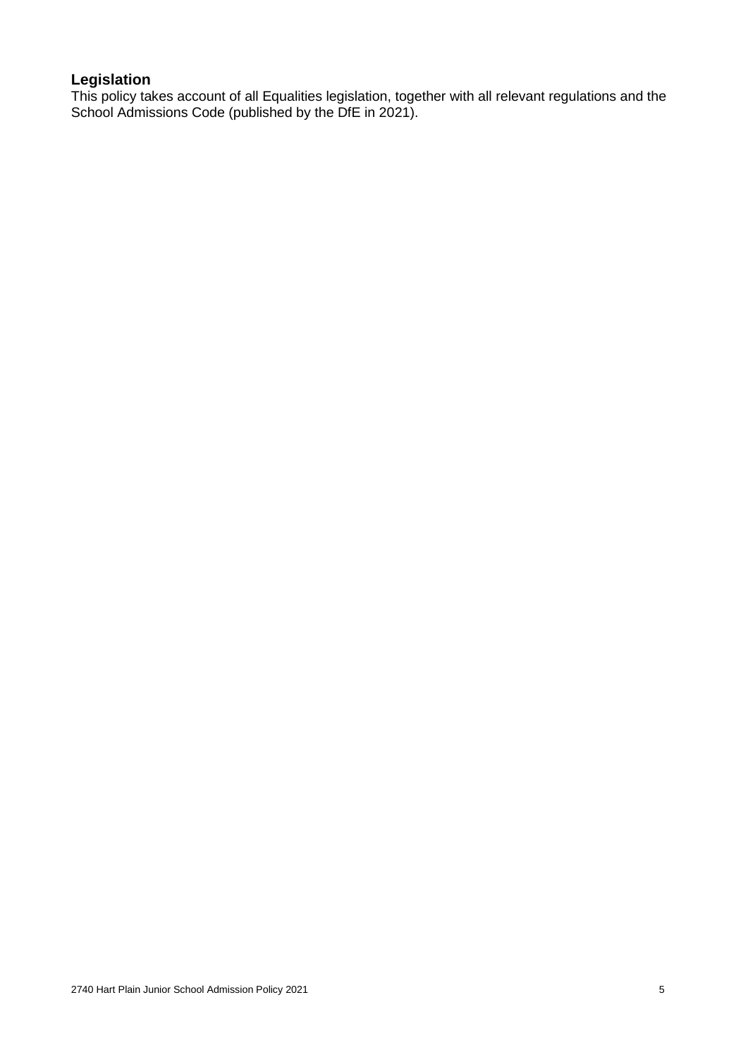## Legislation

This policy takes account of all Equalities legislation, together with all relevant regulations and the School Admissions Code (published by the DfE in 2021).